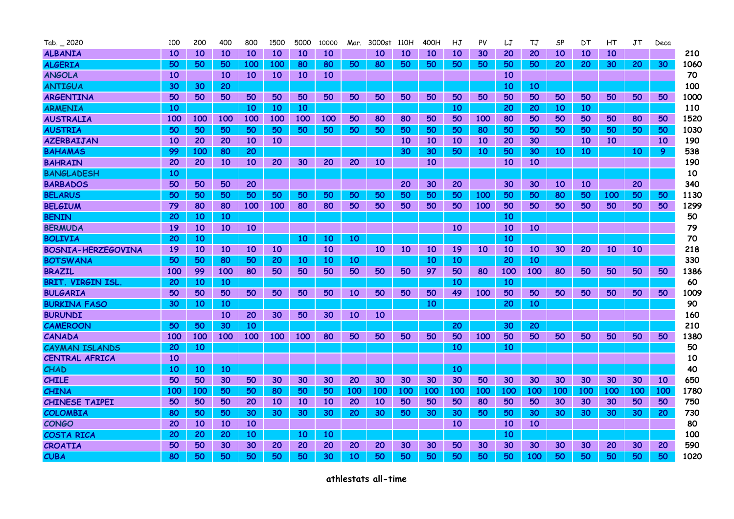| Tab. _ 2020 | 100 | 200 | 400 | 800 | 1500 | 5000 | 10000 | Mar. | 3000st | 110H | 400H | HJ | PV | LJ | TJ | SP | DT | HT | JT | Deca | |
|---|---|---|---|---|---|---|---|---|---|---|---|---|---|---|---|---|---|---|---|---|---|
| **ALBANIA** | 10 | 10 | 10 | 10 | 10 | 10 | 10 | | 10 | 10 | 10 | 10 | 30 | 20 | 20 | 10 | 10 | 10 | | | 210 |
| **ALGERIA** | 50 | 50 | 50 | 100 | 100 | 80 | 80 | 50 | 80 | 50 | 50 | 50 | 50 | 50 | 50 | 20 | 20 | 30 | 20 | 30 | 1060 |
| **ANGOLA** | 10 | | 10 | 10 | 10 | 10 | 10 | | | | | | | 10 | | | | | | | 70 |
| **ANTIGUA** | 30 | 30 | 20 | | | | | | | | | | | 10 | 10 | | | | | | 100 |
| **ARGENTINA** | 50 | 50 | 50 | 50 | 50 | 50 | 50 | 50 | 50 | 50 | 50 | 50 | 50 | 50 | 50 | 50 | 50 | 50 | 50 | 50 | 1000 |
| **ARMENIA** | 10 | | | 10 | 10 | 10 | | | | | | 10 | | 20 | 20 | 10 | 10 | | | | 110 |
| **AUSTRALIA** | 100 | 100 | 100 | 100 | 100 | 100 | 100 | 50 | 80 | 80 | 50 | 50 | 100 | 80 | 50 | 50 | 50 | 50 | 80 | 50 | 1520 |
| **AUSTRIA** | 50 | 50 | 50 | 50 | 50 | 50 | 50 | 50 | 50 | 50 | 50 | 50 | 80 | 50 | 50 | 50 | 50 | 50 | 50 | 50 | 1030 |
| **AZERBAIJAN** | 10 | 20 | 20 | 10 | 10 | | | | | 10 | 10 | 10 | 10 | 20 | 30 | | 10 | 10 | | 10 | 190 |
| **BAHAMAS** | 99 | 100 | 80 | 20 | | | | | | 30 | 30 | 50 | 10 | 50 | 30 | 10 | 10 | | 10 | 9 | 538 |
| **BAHRAIN** | 20 | 20 | 10 | 10 | 20 | 30 | 20 | 20 | 10 | | 10 | | | 10 | 10 | | | | | | 190 |
| **BANGLADESH** | 10 | | | | | | | | | | | | | | | | | | | | 10 |
| **BARBADOS** | 50 | 50 | 50 | 20 | | | | | | 20 | 30 | 20 | | 30 | 30 | 10 | 10 | | 20 | | 340 |
| **BELARUS** | 50 | 50 | 50 | 50 | 50 | 50 | 50 | 50 | 50 | 50 | 50 | 50 | 100 | 50 | 50 | 80 | 50 | 100 | 50 | 50 | 1130 |
| **BELGIUM** | 79 | 80 | 80 | 100 | 100 | 80 | 80 | 50 | 50 | 50 | 50 | 50 | 100 | 50 | 50 | 50 | 50 | 50 | 50 | 50 | 1299 |
| **BENIN** | 20 | 10 | 10 | | | | | | | | | | | 10 | | | | | | | 50 |
| **BERMUDA** | 19 | 10 | 10 | 10 | | | | | | | | 10 | | 10 | 10 | | | | | | 79 |
| **BOLIVIA** | 20 | 10 | | | | 10 | 10 | 10 | | | | | | 10 | | | | | | | 70 |
| **BOSNIA-HERZEGOVINA** | 19 | 10 | 10 | 10 | 10 | | 10 | | 10 | 10 | 10 | 19 | 10 | 10 | 10 | 30 | 20 | 10 | 10 | | 218 |
| **BOTSWANA** | 50 | 50 | 80 | 50 | 20 | 10 | 10 | 10 | | | 10 | 10 | | 20 | 10 | | | | | | 330 |
| **BRAZIL** | 100 | 99 | 100 | 80 | 50 | 50 | 50 | 50 | 50 | 50 | 97 | 50 | 80 | 100 | 100 | 80 | 50 | 50 | 50 | 50 | 1386 |
| **BRIT. VIRGIN ISL.** | 20 | 10 | 10 | | | | | | | | | 10 | | 10 | | | | | | | 60 |
| **BULGARIA** | 50 | 50 | 50 | 50 | 50 | 50 | 50 | 10 | 50 | 50 | 50 | 49 | 100 | 50 | 50 | 50 | 50 | 50 | 50 | 50 | 1009 |
| **BURKINA FASO** | 30 | 10 | 10 | | | | | | | | 10 | | | 20 | 10 | | | | | | 90 |
| **BURUNDI** | | | 10 | 20 | 30 | 50 | 30 | 10 | 10 | | | | | | | | | | | | 160 |
| **CAMEROON** | 50 | 50 | 30 | 10 | | | | | | | | 20 | | 30 | 20 | | | | | | 210 |
| **CANADA** | 100 | 100 | 100 | 100 | 100 | 100 | 80 | 50 | 50 | 50 | 50 | 50 | 100 | 50 | 50 | 50 | 50 | 50 | 50 | 50 | 1380 |
| **CAYMAN ISLANDS** | 20 | 10 | | | | | | | | | | 10 | | 10 | | | | | | | 50 |
| **CENTRAL AFRICA** | 10 | | | | | | | | | | | | | | | | | | | | 10 |
| **CHAD** | 10 | 10 | 10 | | | | | | | | | 10 | | | | | | | | | 40 |
| **CHILE** | 50 | 50 | 30 | 50 | 30 | 30 | 30 | 20 | 30 | 30 | 30 | 30 | 50 | 30 | 30 | 30 | 30 | 30 | 30 | 10 | 650 |
| **CHINA** | 100 | 100 | 50 | 50 | 80 | 50 | 50 | 100 | 100 | 100 | 100 | 100 | 100 | 100 | 100 | 100 | 100 | 100 | 100 | 100 | 1780 |
| **CHINESE TAIPEI** | 50 | 50 | 50 | 20 | 10 | 10 | 10 | 20 | 10 | 50 | 50 | 50 | 80 | 50 | 50 | 30 | 30 | 30 | 50 | 50 | 750 |
| **COLOMBIA** | 80 | 50 | 50 | 30 | 30 | 30 | 30 | 20 | 30 | 50 | 30 | 30 | 50 | 50 | 30 | 30 | 30 | 30 | 30 | 20 | 730 |
| **CONGO** | 20 | 10 | 10 | 10 | | | | | | | | 10 | | 10 | 10 | | | | | | 80 |
| **COSTA RICA** | 20 | 20 | 20 | 10 | | 10 | 10 | | | | | | | 10 | | | | | | | 100 |
| **CROATIA** | 50 | 50 | 30 | 30 | 20 | 20 | 20 | 20 | 20 | 30 | 30 | 50 | 30 | 30 | 30 | 30 | 30 | 20 | 30 | 20 | 590 |
| **CUBA** | 80 | 50 | 50 | 50 | 50 | 50 | 30 | 10 | 50 | 50 | 50 | 50 | 50 | 50 | 100 | 50 | 50 | 50 | 50 | 50 | 1020 |

**athlestats all-time**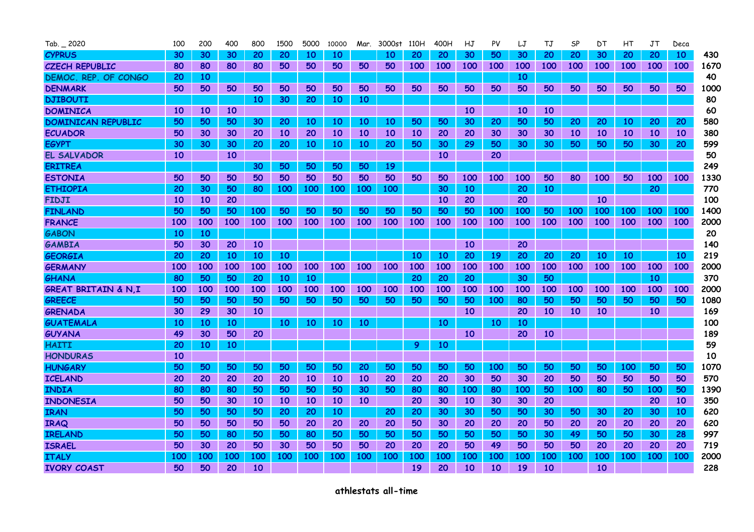| Tab. _ 2020 | 100 | 200 | 400 | 800 | 1500 | 5000 | 10000 | Mar. | 3000st | 110H | 400H | HJ | PV | LJ | TJ | SP | DT | HT | JT | Deca | |
|---|---|---|---|---|---|---|---|---|---|---|---|---|---|---|---|---|---|---|---|---|---|
| **CYPRUS** | 30 | 30 | 30 | 20 | 20 | 10 | 10 | | 10 | 20 | 20 | 30 | 50 | 30 | 20 | 20 | 30 | 20 | 20 | 10 | 430 |
| **CZECH REPUBLIC** | 80 | 80 | 80 | 80 | 50 | 50 | 50 | 50 | 50 | 100 | 100 | 100 | 100 | 100 | 100 | 100 | 100 | 100 | 100 | 100 | 1670 |
| **DEMOC. REP. OF CONGO** | 20 | 10 | | | | | | | | | | | | 10 | | | | | | | 40 |
| **DENMARK** | 50 | 50 | 50 | 50 | 50 | 50 | 50 | 50 | 50 | 50 | 50 | 50 | 50 | 50 | 50 | 50 | 50 | 50 | 50 | 50 | 1000 |
| **DJIBOUTI** | | | | 10 | 30 | 20 | 10 | 10 | | | | | | | | | | | | | 80 |
| **DOMINICA** | 10 | 10 | 10 | | | | | | | | | 10 | | 10 | 10 | | | | | | 60 |
| **DOMINICAN REPUBLIC** | 50 | 50 | 50 | 30 | 20 | 10 | 10 | 10 | 10 | 50 | 50 | 30 | 20 | 50 | 50 | 20 | 20 | 10 | 20 | 20 | 580 |
| **ECUADOR** | 50 | 30 | 30 | 20 | 10 | 20 | 10 | 10 | 10 | 10 | 20 | 20 | 30 | 30 | 30 | 10 | 10 | 10 | 10 | 10 | 380 |
| **EGYPT** | 30 | 30 | 30 | 20 | 20 | 10 | 10 | 10 | 20 | 50 | 30 | 29 | 50 | 30 | 30 | 50 | 50 | 50 | 30 | 20 | 599 |
| **EL SALVADOR** | 10 | | 10 | | | | | | | | 10 | | 20 | | | | | | | | 50 |
| **ERITREA** | | | | 30 | 50 | 50 | 50 | 50 | 19 | | | | | | | | | | | | 249 |
| **ESTONIA** | 50 | 50 | 50 | 50 | 50 | 50 | 50 | 50 | 50 | 50 | 50 | 100 | 100 | 100 | 50 | 80 | 100 | 50 | 100 | 100 | 1330 |
| **ETHIOPIA** | 20 | 30 | 50 | 80 | 100 | 100 | 100 | 100 | 100 | | 30 | 10 | | 20 | 10 | | | | 20 | | 770 |
| **FIDJI** | 10 | 10 | 20 | | | | | | | | 10 | 20 | | 20 | | | 10 | | | | 100 |
| **FINLAND** | 50 | 50 | 50 | 100 | 50 | 50 | 50 | 50 | 50 | 50 | 50 | 50 | 100 | 100 | 50 | 100 | 100 | 100 | 100 | 100 | 1400 |
| **FRANCE** | 100 | 100 | 100 | 100 | 100 | 100 | 100 | 100 | 100 | 100 | 100 | 100 | 100 | 100 | 100 | 100 | 100 | 100 | 100 | 100 | 2000 |
| **GABON** | 10 | 10 | | | | | | | | | | | | | | | | | | | 20 |
| **GAMBIA** | 50 | 30 | 20 | 10 | | | | | | | | 10 | | 20 | | | | | | | 140 |
| **GEORGIA** | 20 | 20 | 10 | 10 | 10 | | | | | 10 | 10 | 20 | 19 | 20 | 20 | 20 | 10 | 10 | | 10 | 219 |
| **GERMANY** | 100 | 100 | 100 | 100 | 100 | 100 | 100 | 100 | 100 | 100 | 100 | 100 | 100 | 100 | 100 | 100 | 100 | 100 | 100 | 100 | 2000 |
| **GHANA** | 80 | 50 | 50 | 20 | 10 | 10 | | | | 20 | 20 | 20 | | 30 | 50 | | | | 10 | | 370 |
| **GREAT BRITAIN & N,I** | 100 | 100 | 100 | 100 | 100 | 100 | 100 | 100 | 100 | 100 | 100 | 100 | 100 | 100 | 100 | 100 | 100 | 100 | 100 | 100 | 2000 |
| **GREECE** | 50 | 50 | 50 | 50 | 50 | 50 | 50 | 50 | 50 | 50 | 50 | 50 | 100 | 80 | 50 | 50 | 50 | 50 | 50 | 50 | 1080 |
| **GRENADA** | 30 | 29 | 30 | 10 | | | | | | | | 10 | | 20 | 10 | 10 | 10 | | 10 | | 169 |
| **GUATEMALA** | 10 | 10 | 10 | | 10 | 10 | 10 | 10 | | | 10 | | 10 | 10 | | | | | | | 100 |
| **GUYANA** | 49 | 30 | 50 | 20 | | | | | | | | 10 | | 20 | 10 | | | | | | 189 |
| **HAITI** | 20 | 10 | 10 | | | | | | | 9 | 10 | | | | | | | | | | 59 |
| **HONDURAS** | 10 | | | | | | | | | | | | | | | | | | | | 10 |
| **HUNGARY** | 50 | 50 | 50 | 50 | 50 | 50 | 50 | 20 | 50 | 50 | 50 | 50 | 100 | 50 | 50 | 50 | 50 | 100 | 50 | 50 | 1070 |
| **ICELAND** | 20 | 20 | 20 | 20 | 20 | 10 | 10 | 10 | 20 | 20 | 20 | 30 | 50 | 30 | 20 | 50 | 50 | 50 | 50 | 50 | 570 |
| **INDIA** | 80 | 80 | 80 | 50 | 50 | 50 | 50 | 30 | 50 | 80 | 80 | 100 | 80 | 100 | 50 | 100 | 80 | 50 | 100 | 50 | 1390 |
| **INDONESIA** | 50 | 50 | 30 | 10 | 10 | 10 | 10 | 10 | | 20 | 30 | 10 | 30 | 30 | 20 | | | | 20 | 10 | 350 |
| **IRAN** | 50 | 50 | 50 | 50 | 20 | 20 | 10 | | 20 | 20 | 30 | 30 | 50 | 50 | 30 | 50 | 30 | 20 | 30 | 10 | 620 |
| **IRAQ** | 50 | 50 | 50 | 50 | 50 | 20 | 20 | 20 | 20 | 50 | 30 | 20 | 20 | 20 | 50 | 20 | 20 | 20 | 20 | 20 | 620 |
| **IRELAND** | 50 | 50 | 80 | 50 | 50 | 80 | 50 | 50 | 50 | 50 | 50 | 50 | 50 | 50 | 30 | 49 | 50 | 50 | 30 | 28 | 997 |
| **ISRAEL** | 50 | 30 | 20 | 50 | 30 | 50 | 50 | 50 | 20 | 20 | 20 | 50 | 49 | 50 | 50 | 50 | 20 | 20 | 20 | 20 | 719 |
| **ITALY** | 100 | 100 | 100 | 100 | 100 | 100 | 100 | 100 | 100 | 100 | 100 | 100 | 100 | 100 | 100 | 100 | 100 | 100 | 100 | 100 | 2000 |
| **IVORY COAST** | 50 | 50 | 20 | 10 | | | | | | 19 | 20 | 10 | 10 | 19 | 10 | | 10 | | | | 228 |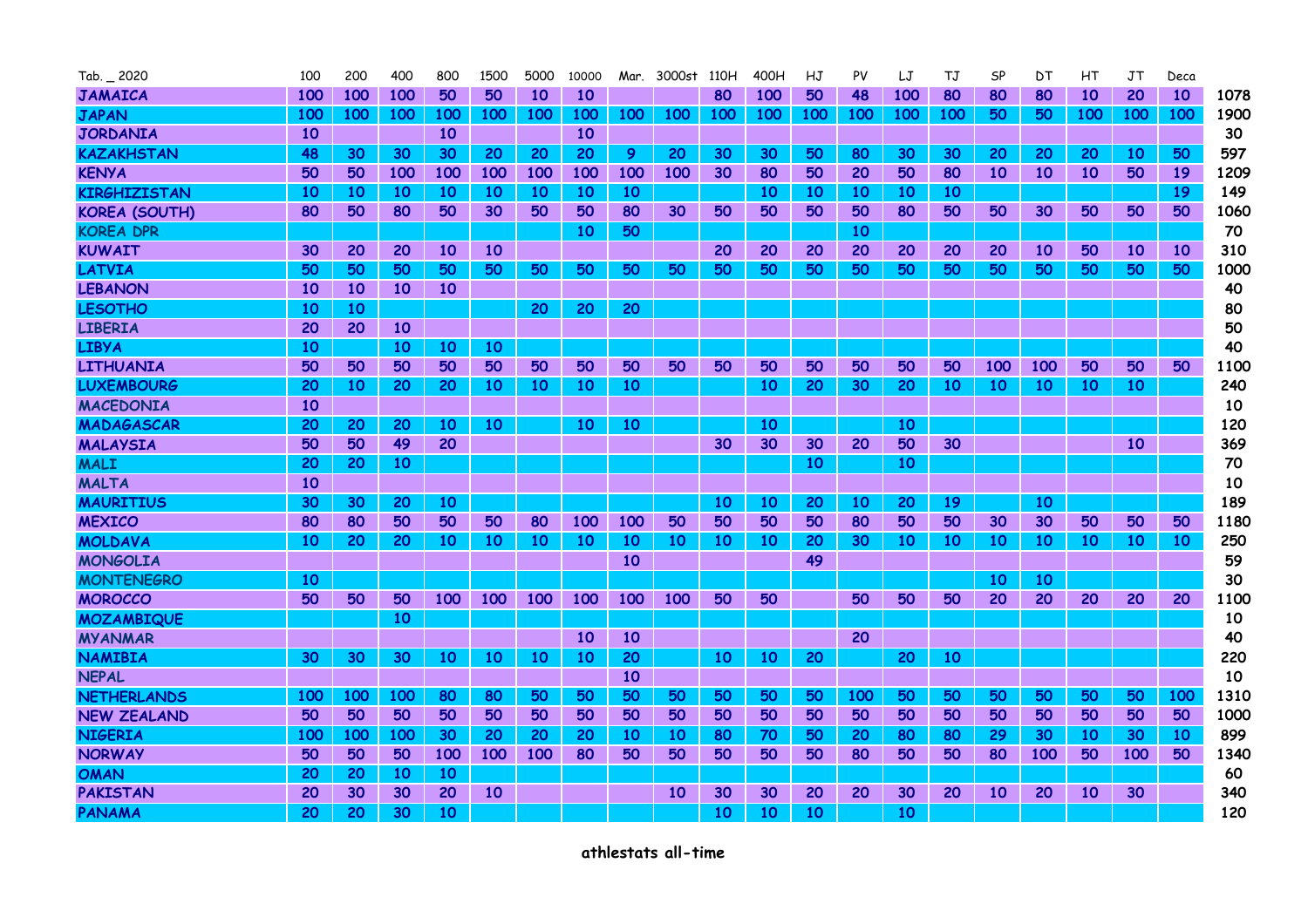| Tab. _ 2020 | 100 | 200 | 400 | 800 | 1500 | 5000 | 10000 | Mar. | 3000st | 110H | 400H | HJ | PV | LJ | TJ | SP | DT | HT | JT | Deca | |
|---|---|---|---|---|---|---|---|---|---|---|---|---|---|---|---|---|---|---|---|---|---|
| **JAMAICA** | 100 | 100 | 100 | 50 | 50 | 10 | 10 | | | 80 | 100 | 50 | 48 | 100 | 80 | 80 | 80 | 10 | 20 | 10 | 1078 |
| **JAPAN** | 100 | 100 | 100 | 100 | 100 | 100 | 100 | 100 | 100 | 100 | 100 | 100 | 100 | 100 | 100 | 50 | 50 | 100 | 100 | 100 | 1900 |
| **JORDANIA** | 10 | | | 10 | | | 10 | | | | | | | | | | | | | | 30 |
| **KAZAKHSTAN** | 48 | 30 | 30 | 30 | 20 | 20 | 20 | 9 | 20 | 30 | 30 | 50 | 80 | 30 | 30 | 20 | 20 | 20 | 10 | 50 | 597 |
| **KENYA** | 50 | 50 | 100 | 100 | 100 | 100 | 100 | 100 | 100 | 30 | 80 | 50 | 20 | 50 | 80 | 10 | 10 | 10 | 50 | 19 | 1209 |
| **KIRGHIZISTAN** | 10 | 10 | 10 | 10 | 10 | 10 | 10 | 10 | | | 10 | 10 | 10 | 10 | 10 | | | | | 19 | 149 |
| **KOREA (SOUTH)** | 80 | 50 | 80 | 50 | 30 | 50 | 50 | 80 | 30 | 50 | 50 | 50 | 50 | 80 | 50 | 50 | 30 | 50 | 50 | 50 | 1060 |
| **KOREA DPR** | | | | | | | 10 | 50 | | | | | 10 | | | | | | | | 70 |
| **KUWAIT** | 30 | 20 | 20 | 10 | 10 | | | | | 20 | 20 | 20 | 20 | 20 | 20 | 20 | 10 | 50 | 10 | 10 | 310 |
| **LATVIA** | 50 | 50 | 50 | 50 | 50 | 50 | 50 | 50 | 50 | 50 | 50 | 50 | 50 | 50 | 50 | 50 | 50 | 50 | 50 | 50 | 1000 |
| **LEBANON** | 10 | 10 | 10 | 10 | | | | | | | | | | | | | | | | | 40 |
| **LESOTHO** | 10 | 10 | | | | 20 | 20 | 20 | | | | | | | | | | | | | 80 |
| **LIBERIA** | 20 | 20 | 10 | | | | | | | | | | | | | | | | | | 50 |
| **LIBYA** | 10 | | 10 | 10 | 10 | | | | | | | | | | | | | | | | 40 |
| **LITHUANIA** | 50 | 50 | 50 | 50 | 50 | 50 | 50 | 50 | 50 | 50 | 50 | 50 | 50 | 50 | 50 | 100 | 100 | 50 | 50 | 50 | 1100 |
| **LUXEMBOURG** | 20 | 10 | 20 | 20 | 10 | 10 | 10 | 10 | | | 10 | 20 | 30 | 20 | 10 | 10 | 10 | 10 | 10 | | 240 |
| **MACEDONIA** | 10 | | | | | | | | | | | | | | | | | | | | 10 |
| **MADAGASCAR** | 20 | 20 | 20 | 10 | 10 | | 10 | 10 | | | 10 | | | 10 | | | | | | | 120 |
| **MALAYSIA** | 50 | 50 | 49 | 20 | | | | | | 30 | 30 | 30 | 20 | 50 | 30 | | | | 10 | | 369 |
| **MALI** | 20 | 20 | 10 | | | | | | | | | 10 | | 10 | | | | | | | 70 |
| **MALTA** | 10 | | | | | | | | | | | | | | | | | | | | 10 |
| **MAURITIUS** | 30 | 30 | 20 | 10 | | | | | | 10 | 10 | 20 | 10 | 20 | 19 | | 10 | | | | 189 |
| **MEXICO** | 80 | 80 | 50 | 50 | 50 | 80 | 100 | 100 | 50 | 50 | 50 | 50 | 80 | 50 | 50 | 30 | 30 | 50 | 50 | 50 | 1180 |
| **MOLDAVA** | 10 | 20 | 20 | 10 | 10 | 10 | 10 | 10 | 10 | 10 | 10 | 20 | 30 | 10 | 10 | 10 | 10 | 10 | 10 | 10 | 250 |
| **MONGOLIA** | | | | | | | | 10 | | | | 49 | | | | | | | | | 59 |
| **MONTENEGRO** | 10 | | | | | | | | | | | | | | | 10 | 10 | | | | 30 |
| **MOROCCO** | 50 | 50 | 50 | 100 | 100 | 100 | 100 | 100 | 100 | 50 | 50 | | 50 | 50 | 50 | 20 | 20 | 20 | 20 | 20 | 1100 |
| **MOZAMBIQUE** | | | 10 | | | | | | | | | | | | | | | | | | 10 |
| **MYANMAR** | | | | | | | 10 | 10 | | | | | 20 | | | | | | | | 40 |
| **NAMIBIA** | 30 | 30 | 30 | 10 | 10 | 10 | 10 | 20 | | 10 | 10 | 20 | | 20 | 10 | | | | | | 220 |
| **NEPAL** | | | | | | | | 10 | | | | | | | | | | | | | 10 |
| **NETHERLANDS** | 100 | 100 | 100 | 80 | 80 | 50 | 50 | 50 | 50 | 50 | 50 | 50 | 100 | 50 | 50 | 50 | 50 | 50 | 50 | 100 | 1310 |
| **NEW ZEALAND** | 50 | 50 | 50 | 50 | 50 | 50 | 50 | 50 | 50 | 50 | 50 | 50 | 50 | 50 | 50 | 50 | 50 | 50 | 50 | 50 | 1000 |
| **NIGERIA** | 100 | 100 | 100 | 30 | 20 | 20 | 20 | 10 | 10 | 80 | 70 | 50 | 20 | 80 | 80 | 29 | 30 | 10 | 30 | 10 | 899 |
| **NORWAY** | 50 | 50 | 50 | 100 | 100 | 100 | 80 | 50 | 50 | 50 | 50 | 50 | 80 | 50 | 50 | 80 | 100 | 50 | 100 | 50 | 1340 |
| **OMAN** | 20 | 20 | 10 | 10 | | | | | | | | | | | | | | | | | 60 |
| **PAKISTAN** | 20 | 30 | 30 | 20 | 10 | | | | 10 | 30 | 30 | 20 | 20 | 30 | 20 | 10 | 20 | 10 | 30 | | 340 |
| **PANAMA** | 20 | 20 | 30 | 10 | | | | | | 10 | 10 | 10 | | 10 | | | | | | | 120 |

**athlestats all-time**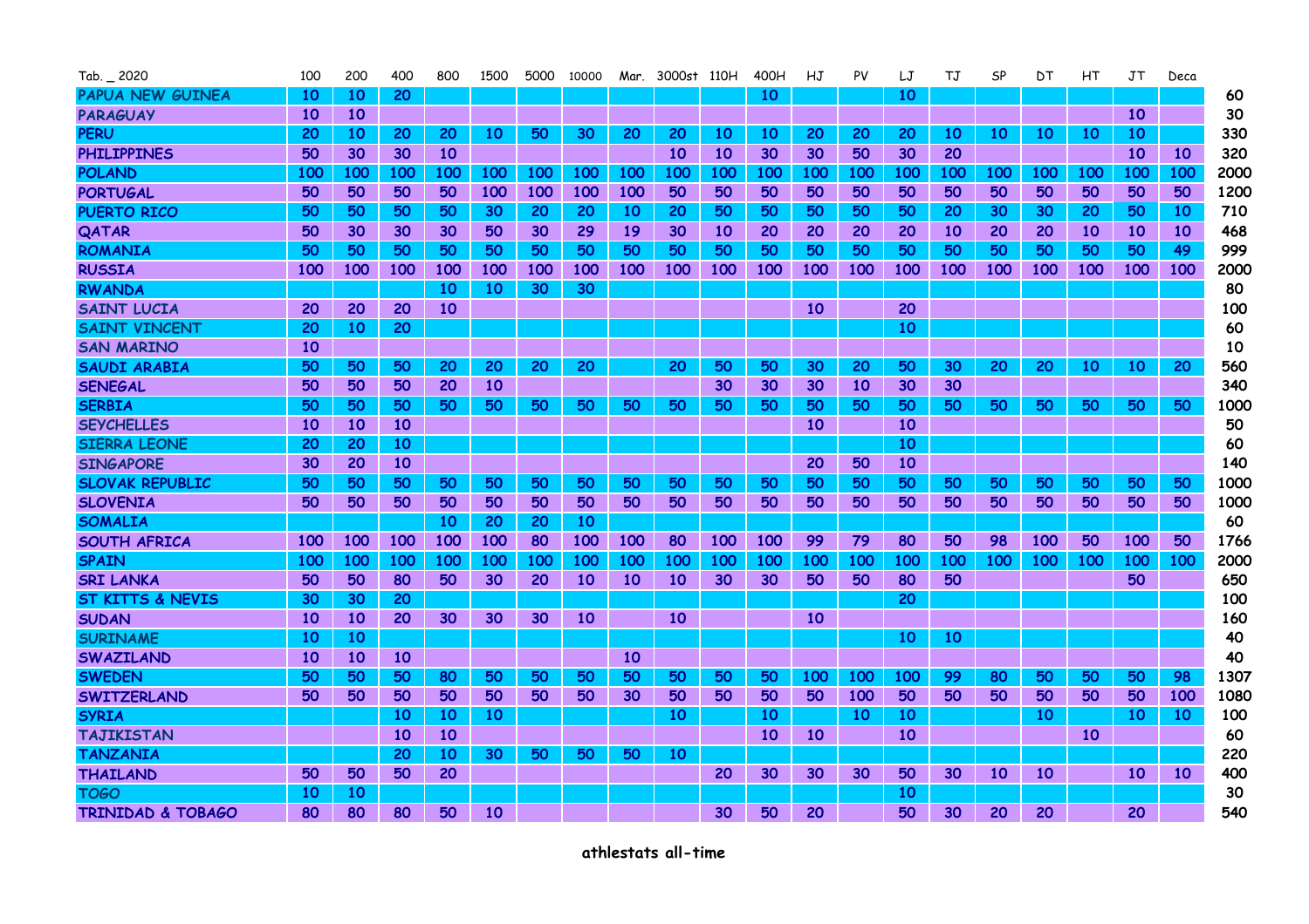| Tab. _ 2020 | 100 | 200 | 400 | 800 | 1500 | 5000 | 10000 | Mar. | 3000st | 110H | 400H | HJ | PV | LJ | TJ | SP | DT | HT | JT | Deca | |
|---|---|---|---|---|---|---|---|---|---|---|---|---|---|---|---|---|---|---|---|---|---|
| **PAPUA NEW GUINEA** | 10 | 10 | 20 | | | | | | | | 10 | | | 10 | | | | | | | 60 |
| **PARAGUAY** | 10 | 10 | | | | | | | | | | | | | | | | | 10 | | 30 |
| **PERU** | 20 | 10 | 20 | 20 | 10 | 50 | 30 | 20 | 20 | 10 | 10 | 20 | 20 | 20 | 10 | 10 | 10 | 10 | 10 | | 330 |
| **PHILIPPINES** | 50 | 30 | 30 | 10 | | | | | 10 | 10 | 30 | 30 | 50 | 30 | 20 | | | | 10 | 10 | 320 |
| **POLAND** | 100 | 100 | 100 | 100 | 100 | 100 | 100 | 100 | 100 | 100 | 100 | 100 | 100 | 100 | 100 | 100 | 100 | 100 | 100 | 100 | 2000 |
| **PORTUGAL** | 50 | 50 | 50 | 50 | 100 | 100 | 100 | 100 | 50 | 50 | 50 | 50 | 50 | 50 | 50 | 50 | 50 | 50 | 50 | 50 | 1200 |
| **PUERTO RICO** | 50 | 50 | 50 | 50 | 30 | 20 | 20 | 10 | 20 | 50 | 50 | 50 | 50 | 50 | 20 | 30 | 30 | 20 | 50 | 10 | 710 |
| **QATAR** | 50 | 30 | 30 | 30 | 50 | 30 | 29 | 19 | 30 | 10 | 20 | 20 | 20 | 20 | 10 | 20 | 20 | 10 | 10 | 10 | 468 |
| **ROMANIA** | 50 | 50 | 50 | 50 | 50 | 50 | 50 | 50 | 50 | 50 | 50 | 50 | 50 | 50 | 50 | 50 | 50 | 50 | 50 | 49 | 999 |
| **RUSSIA** | 100 | 100 | 100 | 100 | 100 | 100 | 100 | 100 | 100 | 100 | 100 | 100 | 100 | 100 | 100 | 100 | 100 | 100 | 100 | 100 | 2000 |
| **RWANDA** | | | | 10 | 10 | 30 | 30 | | | | | | | | | | | | | | 80 |
| **SAINT LUCIA** | 20 | 20 | 20 | 10 | | | | | | | | 10 | | 20 | | | | | | | 100 |
| **SAINT VINCENT** | 20 | 10 | 20 | | | | | | | | | | | 10 | | | | | | | 60 |
| **SAN MARINO** | 10 | | | | | | | | | | | | | | | | | | | | 10 |
| **SAUDI ARABIA** | 50 | 50 | 50 | 20 | 20 | 20 | 20 | | 20 | 50 | 50 | 30 | 20 | 50 | 30 | 20 | 20 | 10 | 10 | 20 | 560 |
| **SENEGAL** | 50 | 50 | 50 | 20 | 10 | | | | | 30 | 30 | 30 | 10 | 30 | 30 | | | | | | 340 |
| **SERBIA** | 50 | 50 | 50 | 50 | 50 | 50 | 50 | 50 | 50 | 50 | 50 | 50 | 50 | 50 | 50 | 50 | 50 | 50 | 50 | 50 | 1000 |
| **SEYCHELLES** | 10 | 10 | 10 | | | | | | | | | 10 | | 10 | | | | | | | 50 |
| **SIERRA LEONE** | 20 | 20 | 10 | | | | | | | | | | | 10 | | | | | | | 60 |
| **SINGAPORE** | 30 | 20 | 10 | | | | | | | | | 20 | 50 | 10 | | | | | | | 140 |
| **SLOVAK REPUBLIC** | 50 | 50 | 50 | 50 | 50 | 50 | 50 | 50 | 50 | 50 | 50 | 50 | 50 | 50 | 50 | 50 | 50 | 50 | 50 | 50 | 1000 |
| **SLOVENIA** | 50 | 50 | 50 | 50 | 50 | 50 | 50 | 50 | 50 | 50 | 50 | 50 | 50 | 50 | 50 | 50 | 50 | 50 | 50 | 50 | 1000 |
| **SOMALIA** | | | | 10 | 20 | 20 | 10 | | | | | | | | | | | | | | 60 |
| **SOUTH AFRICA** | 100 | 100 | 100 | 100 | 100 | 80 | 100 | 100 | 80 | 100 | 100 | 99 | 79 | 80 | 50 | 98 | 100 | 50 | 100 | 50 | 1766 |
| **SPAIN** | 100 | 100 | 100 | 100 | 100 | 100 | 100 | 100 | 100 | 100 | 100 | 100 | 100 | 100 | 100 | 100 | 100 | 100 | 100 | 100 | 2000 |
| **SRI LANKA** | 50 | 50 | 80 | 50 | 30 | 20 | 10 | 10 | 10 | 30 | 30 | 50 | 50 | 80 | 50 | | | | 50 | | 650 |
| **ST KITTS & NEVIS** | 30 | 30 | 20 | | | | | | | | | | | 20 | | | | | | | 100 |
| **SUDAN** | 10 | 10 | 20 | 30 | 30 | 30 | 10 | | 10 | | | 10 | | | | | | | | | 160 |
| **SURINAME** | 10 | 10 | | | | | | | | | | | | 10 | 10 | | | | | | 40 |
| **SWAZILAND** | 10 | 10 | 10 | | | | | 10 | | | | | | | | | | | | | 40 |
| **SWEDEN** | 50 | 50 | 50 | 80 | 50 | 50 | 50 | 50 | 50 | 50 | 50 | 100 | 100 | 100 | 99 | 80 | 50 | 50 | 50 | 98 | 1307 |
| **SWITZERLAND** | 50 | 50 | 50 | 50 | 50 | 50 | 50 | 30 | 50 | 50 | 50 | 50 | 100 | 50 | 50 | 50 | 50 | 50 | 50 | 100 | 1080 |
| **SYRIA** | | | 10 | 10 | 10 | | | | 10 | | 10 | | 10 | 10 | | | 10 | | 10 | 10 | 100 |
| **TAJIKISTAN** | | | 10 | 10 | | | | | | | 10 | 10 | | 10 | | | | 10 | | | 60 |
| **TANZANIA** | | | 20 | 10 | 30 | 50 | 50 | 50 | 10 | | | | | | | | | | | | 220 |
| **THAILAND** | 50 | 50 | 50 | 20 | | | | | | 20 | 30 | 30 | 30 | 50 | 30 | 10 | 10 | | 10 | 10 | 400 |
| **TOGO** | 10 | 10 | | | | | | | | | | | | 10 | | | | | | | 30 |
| **TRINIDAD & TOBAGO** | 80 | 80 | 80 | 50 | 10 | | | | | 30 | 50 | 20 | | 50 | 30 | 20 | 20 | | 20 | | 540 |

**athlestats all-time**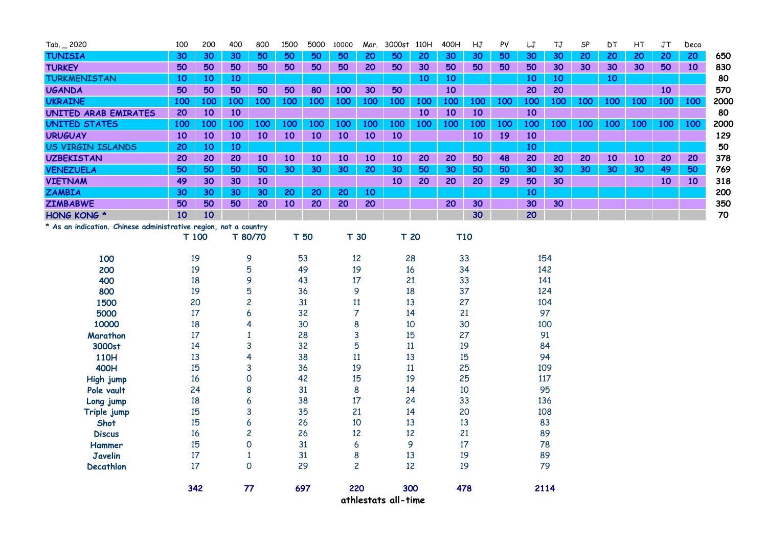| Tab. _ 2020 | 100 | 200 | 400 | 800 | 1500 | 5000 | 10000 | Mar. | 3000st | 110H | 400H | HJ | PV | LJ | TJ | SP | DT | HT | JT | Deca | |
|---|---|---|---|---|---|---|---|---|---|---|---|---|---|---|---|---|---|---|---|---|---|
| **TUNISIA** | 30 | 30 | 30 | 50 | 50 | 50 | 50 | 20 | 50 | 20 | 30 | 30 | 50 | 30 | 30 | 20 | 20 | 20 | 20 | 20 | **650** |
| **TURKEY** | 50 | 50 | 50 | 50 | 50 | 50 | 50 | 20 | 50 | 30 | 50 | 50 | 50 | 50 | 30 | 30 | 30 | 30 | 50 | 10 | **830** |
| **TURKMENISTAN** | 10 | 10 | 10 | | | | | | | 10 | 10 | | | 10 | 10 | | 10 | | | | **80** |
| **UGANDA** | 50 | 50 | 50 | 50 | 50 | 80 | 100 | 30 | 50 | | 10 | | | 20 | 20 | | | | 10 | | **570** |
| **UKRAINE** | 100 | 100 | 100 | 100 | 100 | 100 | 100 | 100 | 100 | 100 | 100 | 100 | 100 | 100 | 100 | 100 | 100 | 100 | 100 | 100 | **2000** |
| **UNITED ARAB EMIRATES** | 20 | 10 | 10 | | | | | | | 10 | 10 | 10 | | 10 | | | | | | | **80** |
| **UNITED STATES** | 100 | 100 | 100 | 100 | 100 | 100 | 100 | 100 | 100 | 100 | 100 | 100 | 100 | 100 | 100 | 100 | 100 | 100 | 100 | 100 | **2000** |
| **URUGUAY** | 10 | 10 | 10 | 10 | 10 | 10 | 10 | 10 | 10 | | | 10 | 19 | 10 | | | | | | | **129** |
| **US VIRGIN ISLANDS** | 20 | 10 | 10 | | | | | | | | | | | 10 | | | | | | | **50** |
| **UZBEKISTAN** | 20 | 20 | 20 | 10 | 10 | 10 | 10 | 10 | 10 | 20 | 20 | 50 | 48 | 20 | 20 | 20 | 10 | 10 | 20 | 20 | **378** |
| **VENEZUELA** | 50 | 50 | 50 | 50 | 30 | 30 | 30 | 20 | 30 | 50 | 30 | 50 | 50 | 30 | 30 | 30 | 30 | 30 | 49 | 50 | **769** |
| **VIETNAM** | 49 | 30 | 30 | 10 | | | | | 10 | 20 | 20 | 20 | 29 | 50 | 30 | | | | 10 | 10 | **318** |
| **ZAMBIA** | 30 | 30 | 30 | 30 | 20 | 20 | 20 | 10 | | | | | | 10 | | | | | | | **200** |
| **ZIMBABWE** | 50 | 50 | 50 | 20 | 10 | 20 | 20 | 20 | | | 20 | 30 | | 30 | 30 | | | | | | **350** |
| **HONG KONG *** | 10 | 10 | | | | | | | | | | 30 | | 20 | | | | | | | **70** |

**\* As an indication. Chinese administrative region, not a country**

| | T 100 | T 80/70 | T 50 | T 30 | T 20 | T10 | |
|---|---|---|---|---|---|---|---|
| **100** | 19 | 9 | 53 | 12 | 28 | 33 | 154 |
| **200** | 19 | 5 | 49 | 19 | 16 | 34 | 142 |
| **400** | 18 | 9 | 43 | 17 | 21 | 33 | 141 |
| **800** | 19 | 5 | 36 | 9 | 18 | 37 | 124 |
| **1500** | 20 | 2 | 31 | 11 | 13 | 27 | 104 |
| **5000** | 17 | 6 | 32 | 7 | 14 | 21 | 97 |
| **10000** | 18 | 4 | 30 | 8 | 10 | 30 | 100 |
| **Marathon** | 17 | 1 | 28 | 3 | 15 | 27 | 91 |
| **3000st** | 14 | 3 | 32 | 5 | 11 | 19 | 84 |
| **110H** | 13 | 4 | 38 | 11 | 13 | 15 | 94 |
| **400H** | 15 | 3 | 36 | 19 | 11 | 25 | 109 |
| **High jump** | 16 | 0 | 42 | 15 | 19 | 25 | 117 |
| **Pole vault** | 24 | 8 | 31 | 8 | 14 | 10 | 95 |
| **Long jump** | 18 | 6 | 38 | 17 | 24 | 33 | 136 |
| **Triple jump** | 15 | 3 | 35 | 21 | 14 | 20 | 108 |
| **Shot** | 15 | 6 | 26 | 10 | 13 | 13 | 83 |
| **Discus** | 16 | 2 | 26 | 12 | 12 | 21 | 89 |
| **Hammer** | 15 | 0 | 31 | 6 | 9 | 17 | 78 |
| **Javelin** | 17 | 1 | 31 | 8 | 13 | 19 | 89 |
| **Decathlon** | 17 | 0 | 29 | 2 | 12 | 19 | 79 |
| | **342** | **77** | **697** | **220** | **300** | **478** | **2114** |

**athlestats all-time**